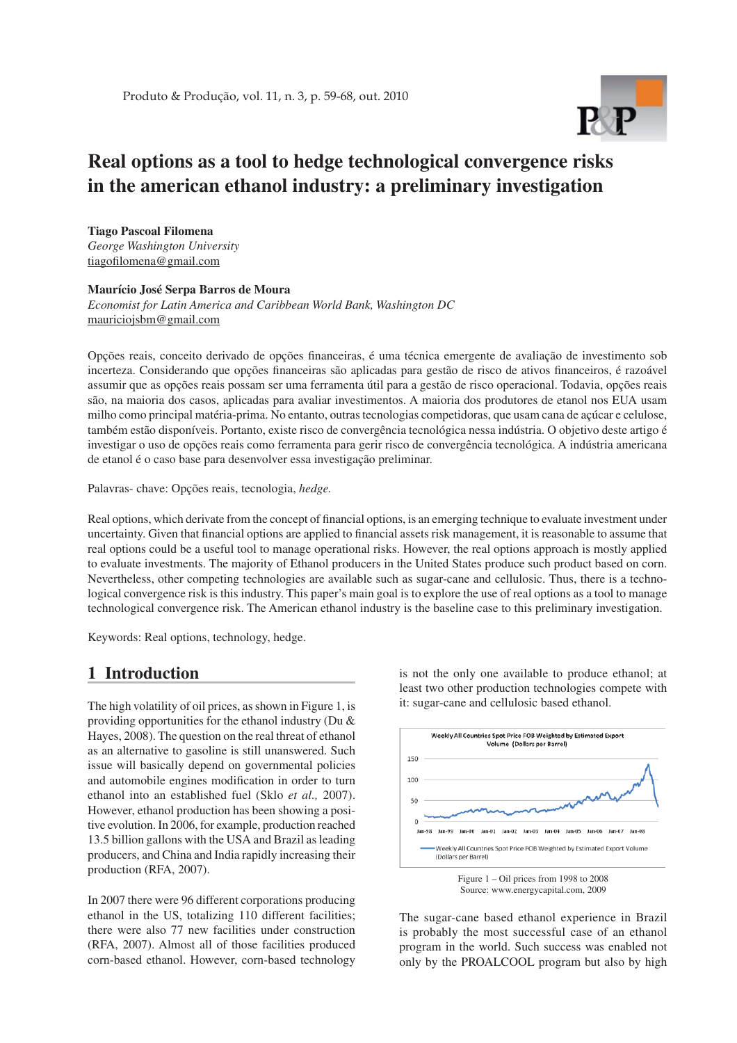# Real options as a tool to hedge technological convergence risks in the american ethanol industry: a preliminary investigation

**Tiago Pascoal Filomena**
*George Washington University*
tiagofilomena@gmail.com

**Maurício José Serpa Barros de Moura**
*Economist for Latin America and Caribbean World Bank, Washington DC*
mauriciojsbm@gmail.com

Opções reais, conceito derivado de opções financeiras, é uma técnica emergente de avaliação de investimento sob incerteza. Considerando que opções financeiras são aplicadas para gestão de risco de ativos financeiros, é razoável assumir que as opções reais possam ser uma ferramenta útil para a gestão de risco operacional. Todavia, opções reais são, na maioria dos casos, aplicadas para avaliar investimentos. A maioria dos produtores de etanol nos EUA usam milho como principal matéria-prima. No entanto, outras tecnologias competidoras, que usam cana de açúcar e celulose, também estão disponíveis. Portanto, existe risco de convergência tecnológica nessa indústria. O objetivo deste artigo é investigar o uso de opções reais como ferramenta para gerir risco de convergência tecnológica. A indústria americana de etanol é o caso base para desenvolver essa investigação preliminar.

Palavras- chave: Opções reais, tecnologia, *hedge.*

Real options, which derivate from the concept of financial options, is an emerging technique to evaluate investment under uncertainty. Given that financial options are applied to financial assets risk management, it is reasonable to assume that real options could be a useful tool to manage operational risks. However, the real options approach is mostly applied to evaluate investments. The majority of Ethanol producers in the United States produce such product based on corn. Nevertheless, other competing technologies are available such as sugar-cane and cellulosic. Thus, there is a technological convergence risk is this industry. This paper's main goal is to explore the use of real options as a tool to manage technological convergence risk. The American ethanol industry is the baseline case to this preliminary investigation.

Keywords: Real options, technology, hedge.

## 1 Introduction

The high volatility of oil prices, as shown in Figure 1, is providing opportunities for the ethanol industry (Du & Hayes, 2008). The question on the real threat of ethanol as an alternative to gasoline is still unanswered. Such issue will basically depend on governmental policies and automobile engines modification in order to turn ethanol into an established fuel (Sklo *et al.,* 2007). However, ethanol production has been showing a positive evolution. In 2006, for example, production reached 13.5 billion gallons with the USA and Brazil as leading producers, and China and India rapidly increasing their production (RFA, 2007).

In 2007 there were 96 different corporations producing ethanol in the US, totalizing 110 different facilities; there were also 77 new facilities under construction (RFA, 2007). Almost all of those facilities produced corn-based ethanol. However, corn-based technology is not the only one available to produce ethanol; at least two other production technologies compete with it: sugar-cane and cellulosic based ethanol.

Weekly All Countries Spot Price FOB Weighted by Estimated Export Volume (Dollars per Barrel)

Figure 1 – Oil prices from 1998 to 2008
Source: www.energycapital.com, 2009

The sugar-cane based ethanol experience in Brazil is probably the most successful case of an ethanol program in the world. Such success was enabled not only by the PROALCOOL program but also by high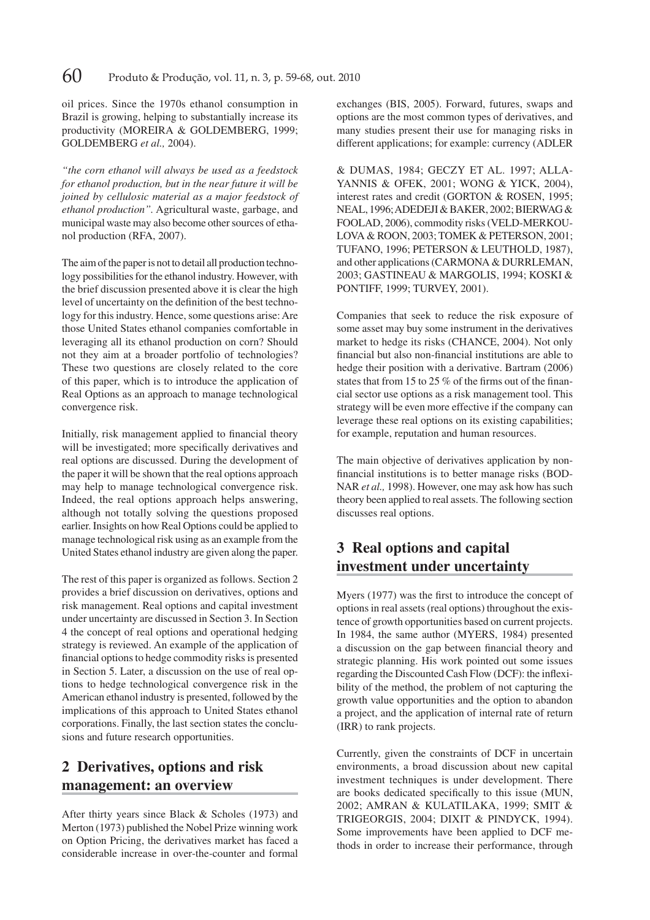oil prices. Since the 1970s ethanol consumption in Brazil is growing, helping to substantially increase its productivity (MOREIRA & GOLDEMBERG, 1999; GOLDEMBERG *et al.,* 2004).

*"the corn ethanol will always be used as a feedstock for ethanol production, but in the near future it will be joined by cellulosic material as a major feedstock of ethanol production"*. Agricultural waste, garbage, and municipal waste may also become other sources of ethanol production (RFA, 2007).

The aim of the paper is not to detail all production technology possibilities for the ethanol industry. However, with the brief discussion presented above it is clear the high level of uncertainty on the definition of the best technology for this industry. Hence, some questions arise: Are those United States ethanol companies comfortable in leveraging all its ethanol production on corn? Should not they aim at a broader portfolio of technologies? These two questions are closely related to the core of this paper, which is to introduce the application of Real Options as an approach to manage technological convergence risk.

Initially, risk management applied to financial theory will be investigated; more specifically derivatives and real options are discussed. During the development of the paper it will be shown that the real options approach may help to manage technological convergence risk. Indeed, the real options approach helps answering, although not totally solving the questions proposed earlier. Insights on how Real Options could be applied to manage technological risk using as an example from the United States ethanol industry are given along the paper.

The rest of this paper is organized as follows. Section 2 provides a brief discussion on derivatives, options and risk management. Real options and capital investment under uncertainty are discussed in Section 3. In Section 4 the concept of real options and operational hedging strategy is reviewed. An example of the application of financial options to hedge commodity risks is presented in Section 5. Later, a discussion on the use of real options to hedge technological convergence risk in the American ethanol industry is presented, followed by the implications of this approach to United States ethanol corporations. Finally, the last section states the conclusions and future research opportunities.

## 2 Derivatives, options and risk management: an overview

After thirty years since Black & Scholes (1973) and Merton (1973) published the Nobel Prize winning work on Option Pricing, the derivatives market has faced a considerable increase in over-the-counter and formal exchanges (BIS, 2005). Forward, futures, swaps and options are the most common types of derivatives, and many studies present their use for managing risks in different applications; for example: currency (ADLER & DUMAS, 1984; GECZY ET AL. 1997; ALLAYANNIS & OFEK, 2001; WONG & YICK, 2004), interest rates and credit (GORTON & ROSEN, 1995; NEAL, 1996; ADEDEJI & BAKER, 2002; BIERWAG & FOOLAD, 2006), commodity risks (VELD-MERKOULOVA & ROON, 2003; TOMEK & PETERSON, 2001; TUFANO, 1996; PETERSON & LEUTHOLD, 1987), and other applications (CARMONA & DURRLEMAN, 2003; GASTINEAU & MARGOLIS, 1994; KOSKI & PONTIFF, 1999; TURVEY, 2001).

Companies that seek to reduce the risk exposure of some asset may buy some instrument in the derivatives market to hedge its risks (CHANCE, 2004). Not only financial but also non-financial institutions are able to hedge their position with a derivative. Bartram (2006) states that from 15 to 25 % of the firms out of the financial sector use options as a risk management tool. This strategy will be even more effective if the company can leverage these real options on its existing capabilities; for example, reputation and human resources.

The main objective of derivatives application by non-financial institutions is to better manage risks (BODNAR *et al.,* 1998). However, one may ask how has such theory been applied to real assets. The following section discusses real options.

## 3 Real options and capital investment under uncertainty

Myers (1977) was the first to introduce the concept of options in real assets (real options) throughout the existence of growth opportunities based on current projects. In 1984, the same author (MYERS, 1984) presented a discussion on the gap between financial theory and strategic planning. His work pointed out some issues regarding the Discounted Cash Flow (DCF): the inflexibility of the method, the problem of not capturing the growth value opportunities and the option to abandon a project, and the application of internal rate of return (IRR) to rank projects.

Currently, given the constraints of DCF in uncertain environments, a broad discussion about new capital investment techniques is under development. There are books dedicated specifically to this issue (MUN, 2002; AMRAN & KULATILAKA, 1999; SMIT & TRIGEORGIS, 2004; DIXIT & PINDYCK, 1994). Some improvements have been applied to DCF methods in order to increase their performance, through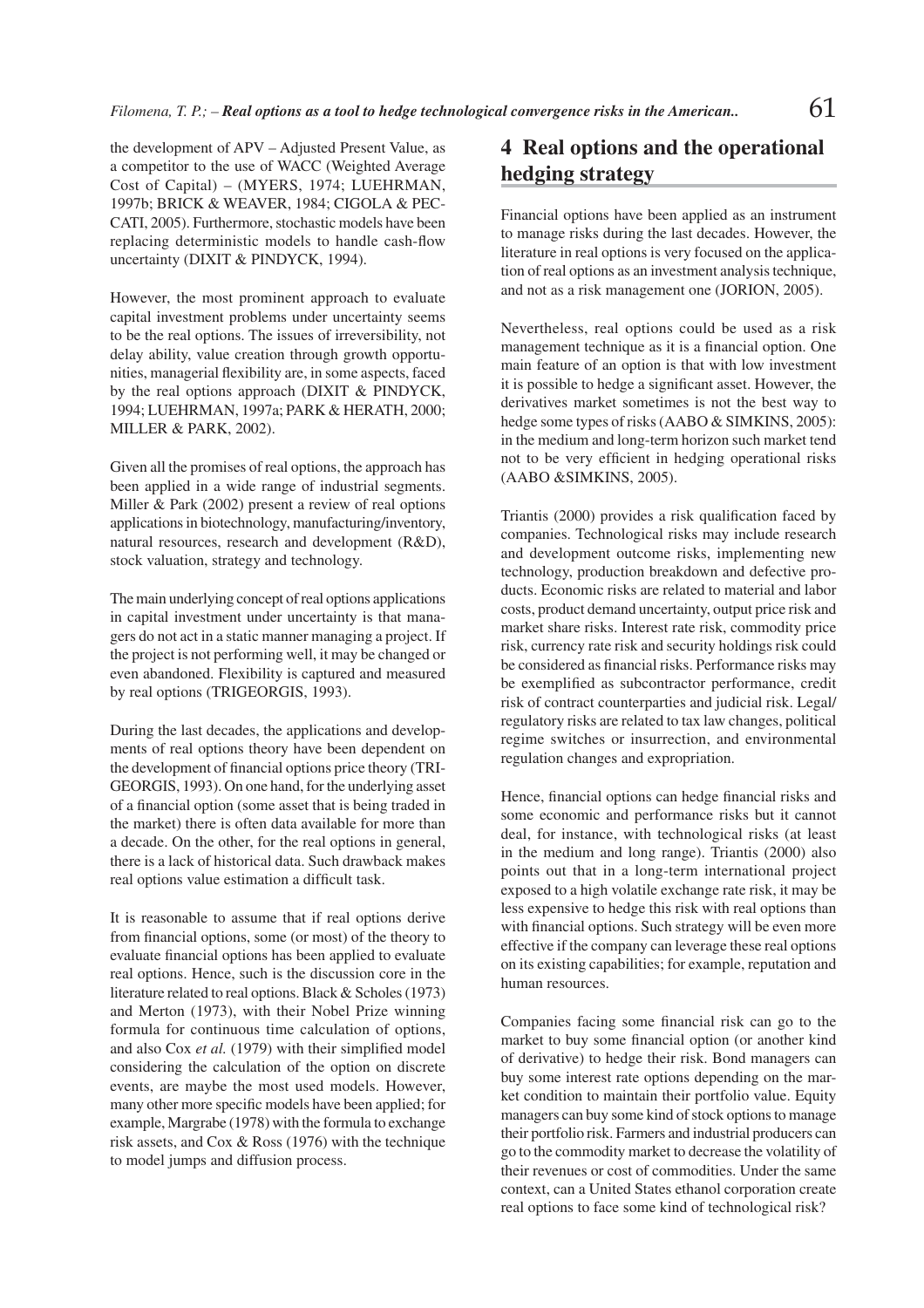the development of APV – Adjusted Present Value, as a competitor to the use of WACC (Weighted Average Cost of Capital) – (MYERS, 1974; LUEHRMAN, 1997b; BRICK & WEAVER, 1984; CIGOLA & PECCATI, 2005). Furthermore, stochastic models have been replacing deterministic models to handle cash-flow uncertainty (DIXIT & PINDYCK, 1994).

However, the most prominent approach to evaluate capital investment problems under uncertainty seems to be the real options. The issues of irreversibility, not delay ability, value creation through growth opportunities, managerial flexibility are, in some aspects, faced by the real options approach (DIXIT & PINDYCK, 1994; LUEHRMAN, 1997a; PARK & HERATH, 2000; MILLER & PARK, 2002).

Given all the promises of real options, the approach has been applied in a wide range of industrial segments. Miller & Park (2002) present a review of real options applications in biotechnology, manufacturing/inventory, natural resources, research and development (R&D), stock valuation, strategy and technology.

The main underlying concept of real options applications in capital investment under uncertainty is that managers do not act in a static manner managing a project. If the project is not performing well, it may be changed or even abandoned. Flexibility is captured and measured by real options (TRIGEORGIS, 1993).

During the last decades, the applications and developments of real options theory have been dependent on the development of financial options price theory (TRIGEORGIS, 1993). On one hand, for the underlying asset of a financial option (some asset that is being traded in the market) there is often data available for more than a decade. On the other, for the real options in general, there is a lack of historical data. Such drawback makes real options value estimation a difficult task.

It is reasonable to assume that if real options derive from financial options, some (or most) of the theory to evaluate financial options has been applied to evaluate real options. Hence, such is the discussion core in the literature related to real options. Black & Scholes (1973) and Merton (1973), with their Nobel Prize winning formula for continuous time calculation of options, and also Cox *et al.* (1979) with their simplified model considering the calculation of the option on discrete events, are maybe the most used models. However, many other more specific models have been applied; for example, Margrabe (1978) with the formula to exchange risk assets, and Cox & Ross (1976) with the technique to model jumps and diffusion process.

## 4 Real options and the operational hedging strategy

Financial options have been applied as an instrument to manage risks during the last decades. However, the literature in real options is very focused on the application of real options as an investment analysis technique, and not as a risk management one (JORION, 2005).

Nevertheless, real options could be used as a risk management technique as it is a financial option. One main feature of an option is that with low investment it is possible to hedge a significant asset. However, the derivatives market sometimes is not the best way to hedge some types of risks (AABO & SIMKINS, 2005): in the medium and long-term horizon such market tend not to be very efficient in hedging operational risks (AABO &SIMKINS, 2005).

Triantis (2000) provides a risk qualification faced by companies. Technological risks may include research and development outcome risks, implementing new technology, production breakdown and defective products. Economic risks are related to material and labor costs, product demand uncertainty, output price risk and market share risks. Interest rate risk, commodity price risk, currency rate risk and security holdings risk could be considered as financial risks. Performance risks may be exemplified as subcontractor performance, credit risk of contract counterparties and judicial risk. Legal/regulatory risks are related to tax law changes, political regime switches or insurrection, and environmental regulation changes and expropriation.

Hence, financial options can hedge financial risks and some economic and performance risks but it cannot deal, for instance, with technological risks (at least in the medium and long range). Triantis (2000) also points out that in a long-term international project exposed to a high volatile exchange rate risk, it may be less expensive to hedge this risk with real options than with financial options. Such strategy will be even more effective if the company can leverage these real options on its existing capabilities; for example, reputation and human resources.

Companies facing some financial risk can go to the market to buy some financial option (or another kind of derivative) to hedge their risk. Bond managers can buy some interest rate options depending on the market condition to maintain their portfolio value. Equity managers can buy some kind of stock options to manage their portfolio risk. Farmers and industrial producers can go to the commodity market to decrease the volatility of their revenues or cost of commodities. Under the same context, can a United States ethanol corporation create real options to face some kind of technological risk?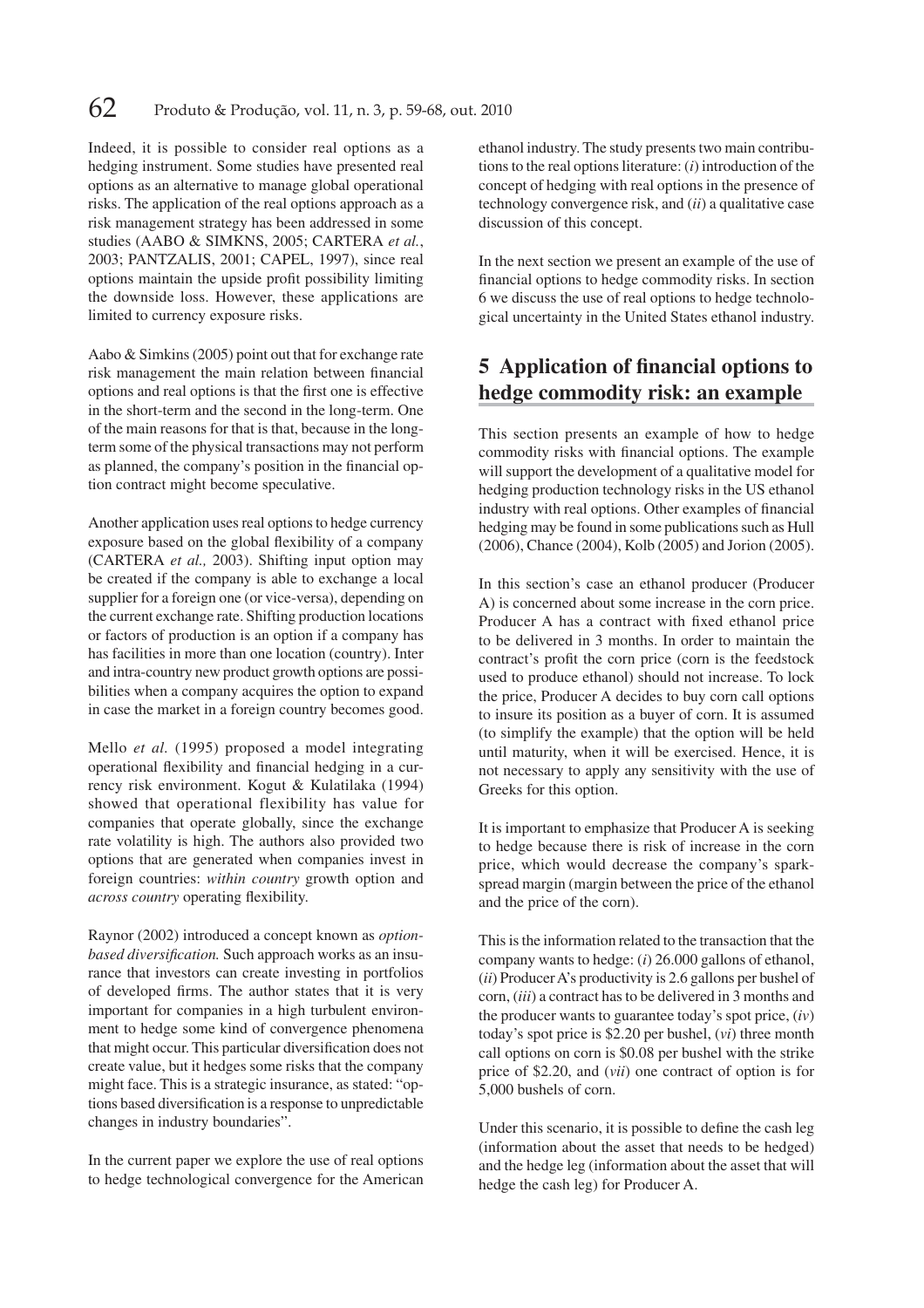Indeed, it is possible to consider real options as a hedging instrument. Some studies have presented real options as an alternative to manage global operational risks. The application of the real options approach as a risk management strategy has been addressed in some studies (AABO & SIMKNS, 2005; CARTERA *et al.*, 2003; PANTZALIS, 2001; CAPEL, 1997), since real options maintain the upside profit possibility limiting the downside loss. However, these applications are limited to currency exposure risks.

Aabo & Simkins (2005) point out that for exchange rate risk management the main relation between financial options and real options is that the first one is effective in the short-term and the second in the long-term. One of the main reasons for that is that, because in the long-term some of the physical transactions may not perform as planned, the company's position in the financial option contract might become speculative.

Another application uses real options to hedge currency exposure based on the global flexibility of a company (CARTERA *et al.,* 2003). Shifting input option may be created if the company is able to exchange a local supplier for a foreign one (or vice-versa), depending on the current exchange rate. Shifting production locations or factors of production is an option if a company has has facilities in more than one location (country). Inter and intra-country new product growth options are possibilities when a company acquires the option to expand in case the market in a foreign country becomes good.

Mello *et al.* (1995) proposed a model integrating operational flexibility and financial hedging in a currency risk environment. Kogut & Kulatilaka (1994) showed that operational flexibility has value for companies that operate globally, since the exchange rate volatility is high. The authors also provided two options that are generated when companies invest in foreign countries: *within country* growth option and *across country* operating flexibility.

Raynor (2002) introduced a concept known as *option-based diversification.* Such approach works as an insurance that investors can create investing in portfolios of developed firms. The author states that it is very important for companies in a high turbulent environment to hedge some kind of convergence phenomena that might occur. This particular diversification does not create value, but it hedges some risks that the company might face. This is a strategic insurance, as stated: "options based diversification is a response to unpredictable changes in industry boundaries".

In the current paper we explore the use of real options to hedge technological convergence for the American ethanol industry. The study presents two main contributions to the real options literature: (*i*) introduction of the concept of hedging with real options in the presence of technology convergence risk, and (*ii*) a qualitative case discussion of this concept.

In the next section we present an example of the use of financial options to hedge commodity risks. In section 6 we discuss the use of real options to hedge technological uncertainty in the United States ethanol industry.

## 5 Application of financial options to hedge commodity risk: an example

This section presents an example of how to hedge commodity risks with financial options. The example will support the development of a qualitative model for hedging production technology risks in the US ethanol industry with real options. Other examples of financial hedging may be found in some publications such as Hull (2006), Chance (2004), Kolb (2005) and Jorion (2005).

In this section's case an ethanol producer (Producer A) is concerned about some increase in the corn price. Producer A has a contract with fixed ethanol price to be delivered in 3 months. In order to maintain the contract's profit the corn price (corn is the feedstock used to produce ethanol) should not increase. To lock the price, Producer A decides to buy corn call options to insure its position as a buyer of corn. It is assumed (to simplify the example) that the option will be held until maturity, when it will be exercised. Hence, it is not necessary to apply any sensitivity with the use of Greeks for this option.

It is important to emphasize that Producer A is seeking to hedge because there is risk of increase in the corn price, which would decrease the company's spark-spread margin (margin between the price of the ethanol and the price of the corn).

This is the information related to the transaction that the company wants to hedge: (*i*) 26.000 gallons of ethanol, (*ii*) Producer A's productivity is 2.6 gallons per bushel of corn, (*iii*) a contract has to be delivered in 3 months and the producer wants to guarantee today's spot price, (*iv*) today's spot price is \$2.20 per bushel, (*vi*) three month call options on corn is \$0.08 per bushel with the strike price of \$2.20, and (*vii*) one contract of option is for 5,000 bushels of corn.

Under this scenario, it is possible to define the cash leg (information about the asset that needs to be hedged) and the hedge leg (information about the asset that will hedge the cash leg) for Producer A.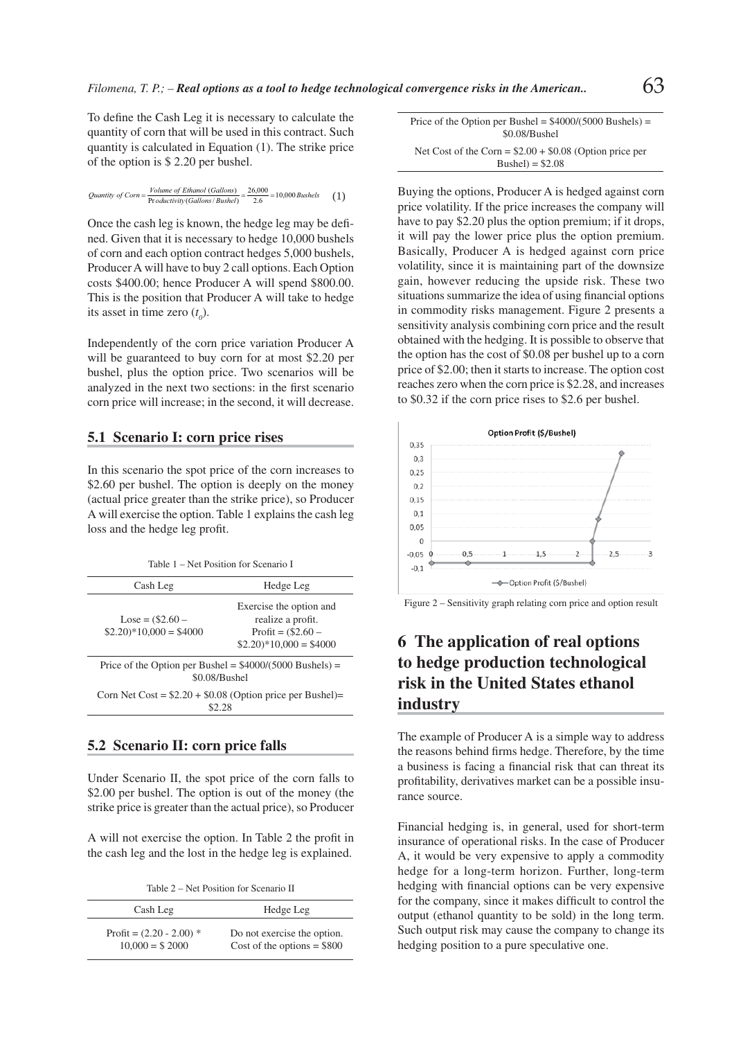To define the Cash Leg it is necessary to calculate the quantity of corn that will be used in this contract. Such quantity is calculated in Equation (1). The strike price of the option is $ 2.20 per bushel.

$$Quantity\ of\ Corn = \frac{Volume\ of\ Ethanol\ (Gallons)}{Productivity(Gallons/Bushel)} = \frac{26{,}000}{2.6} = 10{,}000\ Bushels \quad (1)$$

Once the cash leg is known, the hedge leg may be defined. Given that it is necessary to hedge 10,000 bushels of corn and each option contract hedges 5,000 bushels, Producer A will have to buy 2 call options. Each Option costs $400.00; hence Producer A will spend $800.00. This is the position that Producer A will take to hedge its asset in time zero ($t_0$).

Independently of the corn price variation Producer A will be guaranteed to buy corn for at most $2.20 per bushel, plus the option price. Two scenarios will be analyzed in the next two sections: in the first scenario corn price will increase; in the second, it will decrease.

## 5.1 Scenario I: corn price rises

In this scenario the spot price of the corn increases to $2.60 per bushel. The option is deeply on the money (actual price greater than the strike price), so Producer A will exercise the option. Table 1 explains the cash leg loss and the hedge leg profit.

Table 1 – Net Position for Scenario I

| Cash Leg | Hedge Leg |
|---|---|
| Lose = ($2.60 – $2.20)*10,000 = $4000 | Exercise the option and realize a profit. Profit = ($2.60 – $2.20)*10,000 = $4000 |
| Price of the Option per Bushel = $4000/(5000 Bushels) = $0.08/Bushel | |
| Corn Net Cost = $2.20 + $0.08 (Option price per Bushel)= $2.28 | |

## 5.2 Scenario II: corn price falls

Under Scenario II, the spot price of the corn falls to $2.00 per bushel. The option is out of the money (the strike price is greater than the actual price), so Producer A will not exercise the option. In Table 2 the profit in the cash leg and the lost in the hedge leg is explained.

Table 2 – Net Position for Scenario II

| Cash Leg | Hedge Leg |
|---|---|
| Profit = (2.20 - 2.00) * 10,000 = $ 2000 | Do not exercise the option. Cost of the options = $800 |
| Price of the Option per Bushel = $4000/(5000 Bushels) = $0.08/Bushel | |
| Net Cost of the Corn = $2.00 + $0.08 (Option price per Bushel) = $2.08 | |

Buying the options, Producer A is hedged against corn price volatility. If the price increases the company will have to pay $2.20 plus the option premium; if it drops, it will pay the lower price plus the option premium. Basically, Producer A is hedged against corn price volatility, since it is maintaining part of the downsize gain, however reducing the upside risk. These two situations summarize the idea of using financial options in commodity risks management. Figure 2 presents a sensitivity analysis combining corn price and the result obtained with the hedging. It is possible to observe that the option has the cost of $0.08 per bushel up to a corn price of $2.00; then it starts to increase. The option cost reaches zero when the corn price is $2.28, and increases to $0.32 if the corn price rises to $2.6 per bushel.

Figure 2 – Sensitivity graph relating corn price and option result

# 6 The application of real options to hedge production technological risk in the United States ethanol industry

The example of Producer A is a simple way to address the reasons behind firms hedge. Therefore, by the time a business is facing a financial risk that can threat its profitability, derivatives market can be a possible insurance source.

Financial hedging is, in general, used for short-term insurance of operational risks. In the case of Producer A, it would be very expensive to apply a commodity hedge for a long-term horizon. Further, long-term hedging with financial options can be very expensive for the company, since it makes difficult to control the output (ethanol quantity to be sold) in the long term. Such output risk may cause the company to change its hedging position to a pure speculative one.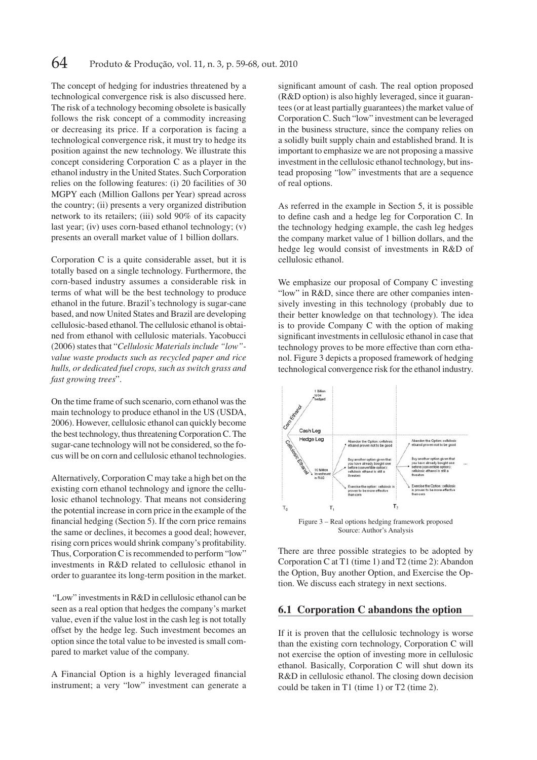The concept of hedging for industries threatened by a technological convergence risk is also discussed here. The risk of a technology becoming obsolete is basically follows the risk concept of a commodity increasing or decreasing its price. If a corporation is facing a technological convergence risk, it must try to hedge its position against the new technology. We illustrate this concept considering Corporation C as a player in the ethanol industry in the United States. Such Corporation relies on the following features: (i) 20 facilities of 30 MGPY each (Million Gallons per Year) spread across the country; (ii) presents a very organized distribution network to its retailers; (iii) sold 90% of its capacity last year; (iv) uses corn-based ethanol technology; (v) presents an overall market value of 1 billion dollars.

Corporation C is a quite considerable asset, but it is totally based on a single technology. Furthermore, the corn-based industry assumes a considerable risk in terms of what will be the best technology to produce ethanol in the future. Brazil's technology is sugar-cane based, and now United States and Brazil are developing cellulosic-based ethanol. The cellulosic ethanol is obtained from ethanol with cellulosic materials. Yacobucci (2006) states that "*Cellulosic Materials include "low"-value waste products such as recycled paper and rice hulls, or dedicated fuel crops, such as switch grass and fast growing trees*".

On the time frame of such scenario, corn ethanol was the main technology to produce ethanol in the US (USDA, 2006). However, cellulosic ethanol can quickly become the best technology, thus threatening Corporation C. The sugar-cane technology will not be considered, so the focus will be on corn and cellulosic ethanol technologies.

Alternatively, Corporation C may take a high bet on the existing corn ethanol technology and ignore the cellulosic ethanol technology. That means not considering the potential increase in corn price in the example of the financial hedging (Section 5). If the corn price remains the same or declines, it becomes a good deal; however, rising corn prices would shrink company's profitability. Thus, Corporation C is recommended to perform "low" investments in R&D related to cellulosic ethanol in order to guarantee its long-term position in the market.

"Low" investments in R&D in cellulosic ethanol can be seen as a real option that hedges the company's market value, even if the value lost in the cash leg is not totally offset by the hedge leg. Such investment becomes an option since the total value to be invested is small compared to market value of the company.

A Financial Option is a highly leveraged financial instrument; a very "low" investment can generate a significant amount of cash. The real option proposed (R&D option) is also highly leveraged, since it guarantees (or at least partially guarantees) the market value of Corporation C. Such "low" investment can be leveraged in the business structure, since the company relies on a solidly built supply chain and established brand. It is important to emphasize we are not proposing a massive investment in the cellulosic ethanol technology, but instead proposing "low" investments that are a sequence of real options.

As referred in the example in Section 5, it is possible to define cash and a hedge leg for Corporation C. In the technology hedging example, the cash leg hedges the company market value of 1 billion dollars, and the hedge leg would consist of investments in R&D of cellulosic ethanol.

We emphasize our proposal of Company C investing "low" in R&D, since there are other companies intensively investing in this technology (probably due to their better knowledge on that technology). The idea is to provide Company C with the option of making significant investments in cellulosic ethanol in case that technology proves to be more effective than corn ethanol. Figure 3 depicts a proposed framework of hedging technological convergence risk for the ethanol industry.

Figure 3 – Real options hedging framework proposed
Source: Author's Analysis

There are three possible strategies to be adopted by Corporation C at T1 (time 1) and T2 (time 2): Abandon the Option, Buy another Option, and Exercise the Option. We discuss each strategy in next sections.

## 6.1 Corporation C abandons the option

If it is proven that the cellulosic technology is worse than the existing corn technology, Corporation C will not exercise the option of investing more in cellulosic ethanol. Basically, Corporation C will shut down its R&D in cellulosic ethanol. The closing down decision could be taken in T1 (time 1) or T2 (time 2).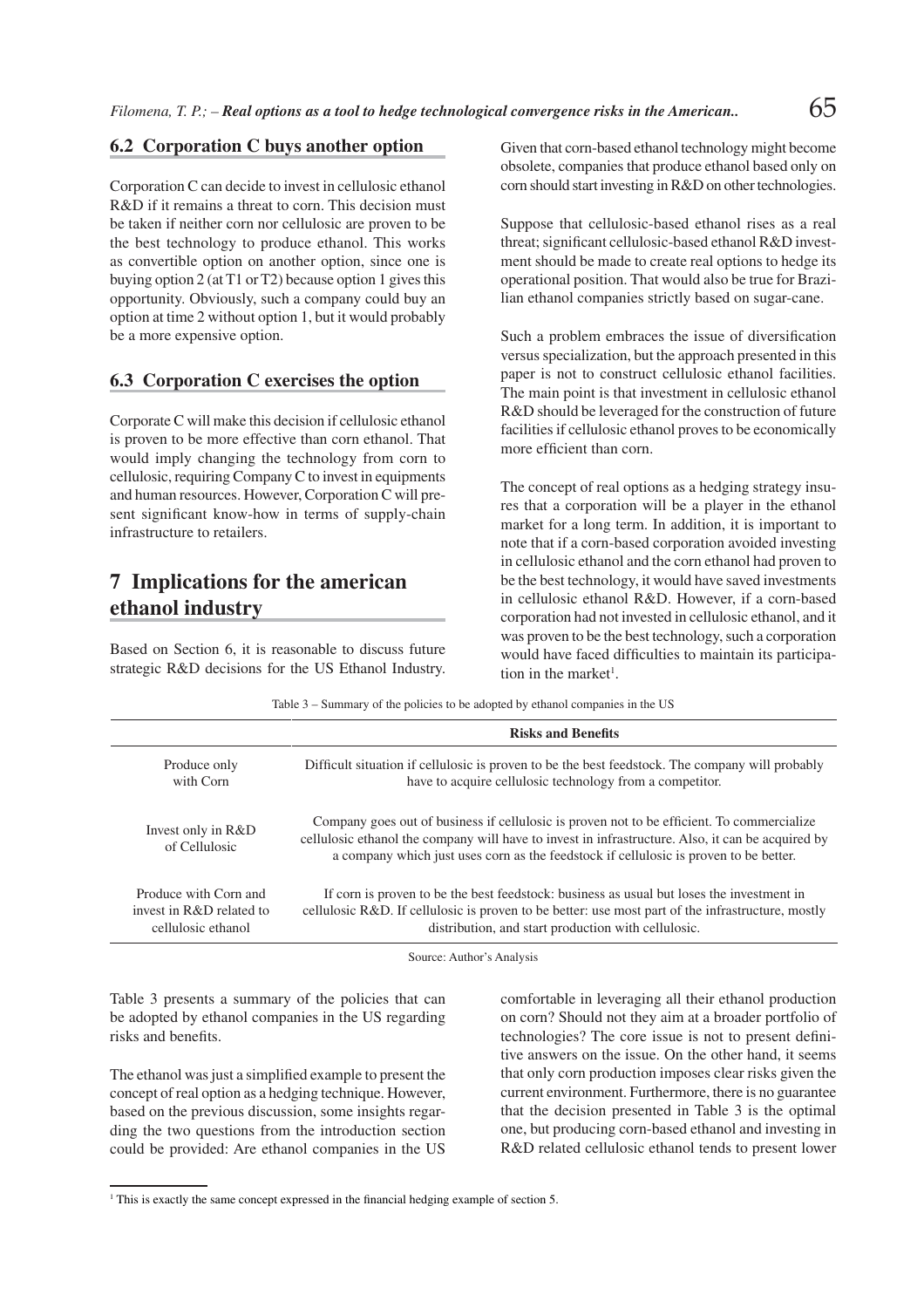## 6.2 Corporation C buys another option

Corporation C can decide to invest in cellulosic ethanol R&D if it remains a threat to corn. This decision must be taken if neither corn nor cellulosic are proven to be the best technology to produce ethanol. This works as convertible option on another option, since one is buying option 2 (at T1 or T2) because option 1 gives this opportunity. Obviously, such a company could buy an option at time 2 without option 1, but it would probably be a more expensive option.

## 6.3 Corporation C exercises the option

Corporate C will make this decision if cellulosic ethanol is proven to be more effective than corn ethanol. That would imply changing the technology from corn to cellulosic, requiring Company C to invest in equipments and human resources. However, Corporation C will present significant know-how in terms of supply-chain infrastructure to retailers.

# 7 Implications for the american ethanol industry

Based on Section 6, it is reasonable to discuss future strategic R&D decisions for the US Ethanol Industry. Given that corn-based ethanol technology might become obsolete, companies that produce ethanol based only on corn should start investing in R&D on other technologies.

Suppose that cellulosic-based ethanol rises as a real threat; significant cellulosic-based ethanol R&D investment should be made to create real options to hedge its operational position. That would also be true for Brazilian ethanol companies strictly based on sugar-cane.

Such a problem embraces the issue of diversification versus specialization, but the approach presented in this paper is not to construct cellulosic ethanol facilities. The main point is that investment in cellulosic ethanol R&D should be leveraged for the construction of future facilities if cellulosic ethanol proves to be economically more efficient than corn.

The concept of real options as a hedging strategy insures that a corporation will be a player in the ethanol market for a long term. In addition, it is important to note that if a corn-based corporation avoided investing in cellulosic ethanol and the corn ethanol had proven to be the best technology, it would have saved investments in cellulosic ethanol R&D. However, if a corn-based corporation had not invested in cellulosic ethanol, and it was proven to be the best technology, such a corporation would have faced difficulties to maintain its participation in the market[1].

Table 3 – Summary of the policies to be adopted by ethanol companies in the US

| | Risks and Benefits |
|---|---|
| Produce only with Corn | Difficult situation if cellulosic is proven to be the best feedstock. The company will probably have to acquire cellulosic technology from a competitor. |
| Invest only in R&D of Cellulosic | Company goes out of business if cellulosic is proven not to be efficient. To commercialize cellulosic ethanol the company will have to invest in infrastructure. Also, it can be acquired by a company which just uses corn as the feedstock if cellulosic is proven to be better. |
| Produce with Corn and invest in R&D related to cellulosic ethanol | If corn is proven to be the best feedstock: business as usual but loses the investment in cellulosic R&D. If cellulosic is proven to be better: use most part of the infrastructure, mostly distribution, and start production with cellulosic. |

Source: Author's Analysis

Table 3 presents a summary of the policies that can be adopted by ethanol companies in the US regarding risks and benefits.

The ethanol was just a simplified example to present the concept of real option as a hedging technique. However, based on the previous discussion, some insights regarding the two questions from the introduction section could be provided: Are ethanol companies in the US comfortable in leveraging all their ethanol production on corn? Should not they aim at a broader portfolio of technologies? The core issue is not to present definitive answers on the issue. On the other hand, it seems that only corn production imposes clear risks given the current environment. Furthermore, there is no guarantee that the decision presented in Table 3 is the optimal one, but producing corn-based ethanol and investing in R&D related cellulosic ethanol tends to present lower

[1] This is exactly the same concept expressed in the financial hedging example of section 5.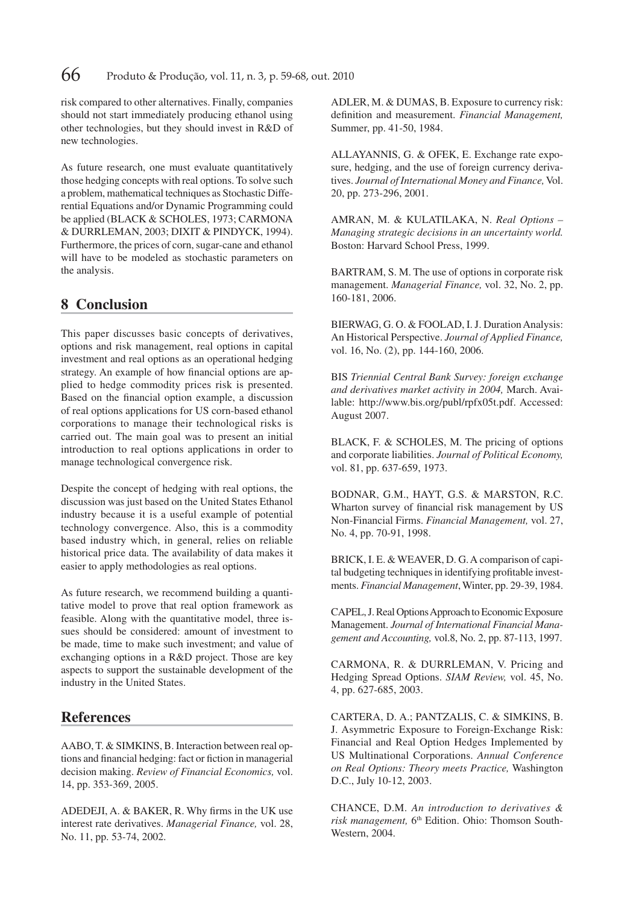risk compared to other alternatives. Finally, companies should not start immediately producing ethanol using other technologies, but they should invest in R&D of new technologies.

As future research, one must evaluate quantitatively those hedging concepts with real options. To solve such a problem, mathematical techniques as Stochastic Differential Equations and/or Dynamic Programming could be applied (BLACK & SCHOLES, 1973; CARMONA & DURRLEMAN, 2003; DIXIT & PINDYCK, 1994). Furthermore, the prices of corn, sugar-cane and ethanol will have to be modeled as stochastic parameters on the analysis.

## 8 Conclusion

This paper discusses basic concepts of derivatives, options and risk management, real options in capital investment and real options as an operational hedging strategy. An example of how financial options are applied to hedge commodity prices risk is presented. Based on the financial option example, a discussion of real options applications for US corn-based ethanol corporations to manage their technological risks is carried out. The main goal was to present an initial introduction to real options applications in order to manage technological convergence risk.

Despite the concept of hedging with real options, the discussion was just based on the United States Ethanol industry because it is a useful example of potential technology convergence. Also, this is a commodity based industry which, in general, relies on reliable historical price data. The availability of data makes it easier to apply methodologies as real options.

As future research, we recommend building a quantitative model to prove that real option framework as feasible. Along with the quantitative model, three issues should be considered: amount of investment to be made, time to make such investment; and value of exchanging options in a R&D project. Those are key aspects to support the sustainable development of the industry in the United States.

## References

AABO, T. & SIMKINS, B. Interaction between real options and financial hedging: fact or fiction in managerial decision making. *Review of Financial Economics,* vol. 14, pp. 353-369, 2005.

ADEDEJI, A. & BAKER, R. Why firms in the UK use interest rate derivatives. *Managerial Finance,* vol. 28, No. 11, pp. 53-74, 2002.

ADLER, M. & DUMAS, B. Exposure to currency risk: definition and measurement. *Financial Management,* Summer, pp. 41-50, 1984.

ALLAYANNIS, G. & OFEK, E. Exchange rate exposure, hedging, and the use of foreign currency derivatives. *Journal of International Money and Finance,* Vol. 20, pp. 273-296, 2001.

AMRAN, M. & KULATILAKA, N. *Real Options – Managing strategic decisions in an uncertainty world.* Boston: Harvard School Press, 1999.

BARTRAM, S. M. The use of options in corporate risk management. *Managerial Finance,* vol. 32, No. 2, pp. 160-181, 2006.

BIERWAG, G. O. & FOOLAD, I. J. Duration Analysis: An Historical Perspective. *Journal of Applied Finance,* vol. 16, No. (2), pp. 144-160, 2006.

BIS *Triennial Central Bank Survey: foreign exchange and derivatives market activity in 2004,* March. Available: http://www.bis.org/publ/rpfx05t.pdf. Accessed: August 2007.

BLACK, F. & SCHOLES, M. The pricing of options and corporate liabilities. *Journal of Political Economy,* vol. 81, pp. 637-659, 1973.

BODNAR, G.M., HAYT, G.S. & MARSTON, R.C. Wharton survey of financial risk management by US Non-Financial Firms. *Financial Management,* vol. 27, No. 4, pp. 70-91, 1998.

BRICK, I. E. & WEAVER, D. G. A comparison of capital budgeting techniques in identifying profitable investments. *Financial Management*, Winter, pp. 29-39, 1984.

CAPEL, J. Real Options Approach to Economic Exposure Management. *Journal of International Financial Management and Accounting,* vol.8, No. 2, pp. 87-113, 1997.

CARMONA, R. & DURRLEMAN, V. Pricing and Hedging Spread Options. *SIAM Review,* vol. 45, No. 4, pp. 627-685, 2003.

CARTERA, D. A.; PANTZALIS, C. & SIMKINS, B. J. Asymmetric Exposure to Foreign-Exchange Risk: Financial and Real Option Hedges Implemented by US Multinational Corporations. *Annual Conference on Real Options: Theory meets Practice,* Washington D.C., July 10-12, 2003.

CHANCE, D.M. *An introduction to derivatives & risk management,* 6th Edition. Ohio: Thomson South-Western, 2004.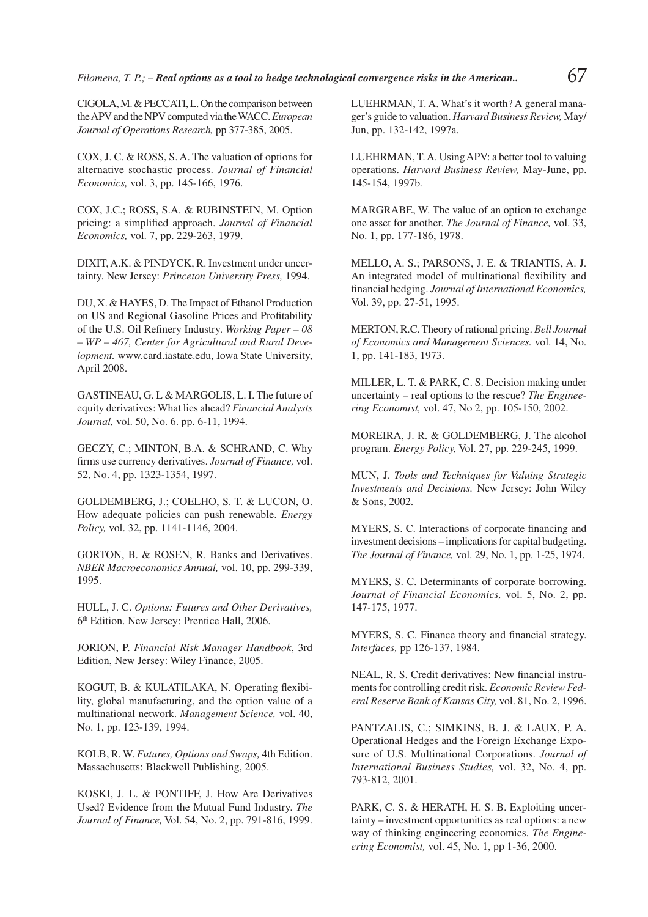CIGOLA, M. & PECCATI, L. On the comparison between the APV and the NPV computed via the WACC. *European Journal of Operations Research,* pp 377-385, 2005.

COX, J. C. & ROSS, S. A. The valuation of options for alternative stochastic process. *Journal of Financial Economics,* vol. 3, pp. 145-166, 1976.

COX, J.C.; ROSS, S.A. & RUBINSTEIN, M. Option pricing: a simplified approach. *Journal of Financial Economics,* vol. 7, pp. 229-263, 1979.

DIXIT, A.K. & PINDYCK, R. Investment under uncertainty. New Jersey: *Princeton University Press,* 1994.

DU, X. & HAYES, D. The Impact of Ethanol Production on US and Regional Gasoline Prices and Profitability of the U.S. Oil Refinery Industry. *Working Paper – 08 – WP – 467, Center for Agricultural and Rural Development.* www.card.iastate.edu, Iowa State University, April 2008.

GASTINEAU, G. L & MARGOLIS, L. I. The future of equity derivatives: What lies ahead? *Financial Analysts Journal,* vol. 50, No. 6. pp. 6-11, 1994.

GECZY, C.; MINTON, B.A. & SCHRAND, C. Why firms use currency derivatives. *Journal of Finance,* vol. 52, No. 4, pp. 1323-1354, 1997.

GOLDEMBERG, J.; COELHO, S. T. & LUCON, O. How adequate policies can push renewable. *Energy Policy,* vol. 32, pp. 1141-1146, 2004.

GORTON, B. & ROSEN, R. Banks and Derivatives. *NBER Macroeconomics Annual,* vol. 10, pp. 299-339, 1995.

HULL, J. C. *Options: Futures and Other Derivatives,* 6th Edition. New Jersey: Prentice Hall, 2006.

JORION, P. *Financial Risk Manager Handbook*, 3rd Edition, New Jersey: Wiley Finance, 2005.

KOGUT, B. & KULATILAKA, N. Operating flexibility, global manufacturing, and the option value of a multinational network. *Management Science,* vol. 40, No. 1, pp. 123-139, 1994.

KOLB, R. W. *Futures, Options and Swaps,* 4th Edition. Massachusetts: Blackwell Publishing, 2005.

KOSKI, J. L. & PONTIFF, J. How Are Derivatives Used? Evidence from the Mutual Fund Industry. *The Journal of Finance,* Vol. 54, No. 2, pp. 791-816, 1999.

LUEHRMAN, T. A. What's it worth? A general manager's guide to valuation. *Harvard Business Review,* May/Jun, pp. 132-142, 1997a.

LUEHRMAN, T. A. Using APV: a better tool to valuing operations. *Harvard Business Review,* May-June, pp. 145-154, 1997b.

MARGRABE, W. The value of an option to exchange one asset for another. *The Journal of Finance,* vol. 33, No. 1, pp. 177-186, 1978.

MELLO, A. S.; PARSONS, J. E. & TRIANTIS, A. J. An integrated model of multinational flexibility and financial hedging. *Journal of International Economics,* Vol. 39, pp. 27-51, 1995.

MERTON, R.C. Theory of rational pricing. *Bell Journal of Economics and Management Sciences.* vol. 14, No. 1, pp. 141-183, 1973.

MILLER, L. T. & PARK, C. S. Decision making under uncertainty – real options to the rescue? *The Engineering Economist,* vol. 47, No 2, pp. 105-150, 2002.

MOREIRA, J. R. & GOLDEMBERG, J. The alcohol program. *Energy Policy,* Vol. 27, pp. 229-245, 1999.

MUN, J. *Tools and Techniques for Valuing Strategic Investments and Decisions.* New Jersey: John Wiley & Sons, 2002.

MYERS, S. C. Interactions of corporate financing and investment decisions – implications for capital budgeting. *The Journal of Finance,* vol. 29, No. 1, pp. 1-25, 1974.

MYERS, S. C. Determinants of corporate borrowing. *Journal of Financial Economics,* vol. 5, No. 2, pp. 147-175, 1977.

MYERS, S. C. Finance theory and financial strategy. *Interfaces,* pp 126-137, 1984.

NEAL, R. S. Credit derivatives: New financial instruments for controlling credit risk. *Economic Review Federal Reserve Bank of Kansas City,* vol. 81, No. 2, 1996.

PANTZALIS, C.; SIMKINS, B. J. & LAUX, P. A. Operational Hedges and the Foreign Exchange Exposure of U.S. Multinational Corporations. *Journal of International Business Studies,* vol. 32, No. 4, pp. 793-812, 2001.

PARK, C. S. & HERATH, H. S. B. Exploiting uncertainty – investment opportunities as real options: a new way of thinking engineering economics. *The Engineering Economist,* vol. 45, No. 1, pp 1-36, 2000.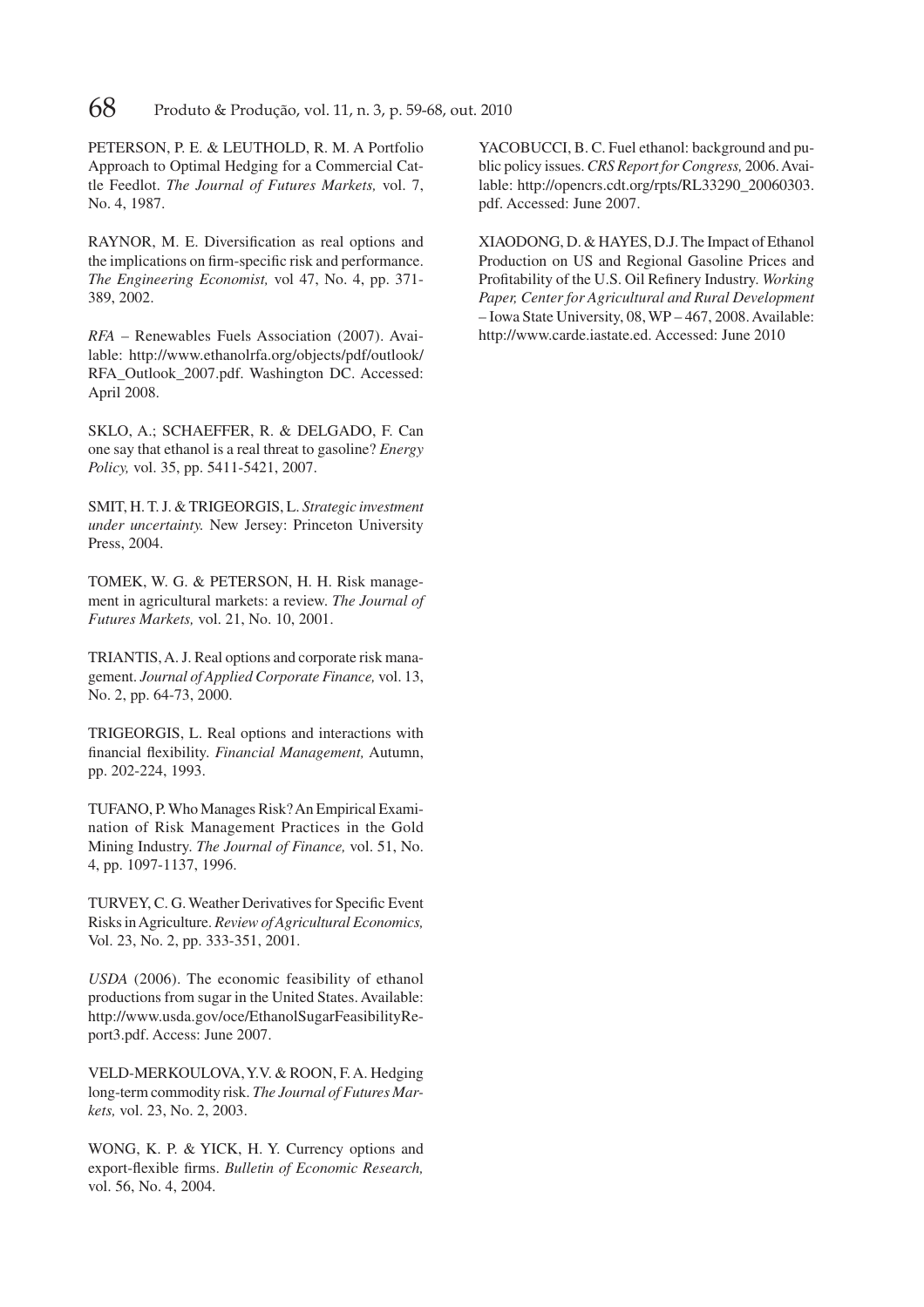PETERSON, P. E. & LEUTHOLD, R. M. A Portfolio Approach to Optimal Hedging for a Commercial Cattle Feedlot. *The Journal of Futures Markets,* vol. 7, No. 4, 1987.

RAYNOR, M. E. Diversification as real options and the implications on firm-specific risk and performance. *The Engineering Economist,* vol 47, No. 4, pp. 371-389, 2002.

*RFA* – Renewables Fuels Association (2007). Available: http://www.ethanolrfa.org/objects/pdf/outlook/RFA_Outlook_2007.pdf. Washington DC. Accessed: April 2008.

SKLO, A.; SCHAEFFER, R. & DELGADO, F. Can one say that ethanol is a real threat to gasoline? *Energy Policy,* vol. 35, pp. 5411-5421, 2007.

SMIT, H. T. J. & TRIGEORGIS, L. *Strategic investment under uncertainty.* New Jersey: Princeton University Press, 2004.

TOMEK, W. G. & PETERSON, H. H. Risk management in agricultural markets: a review. *The Journal of Futures Markets,* vol. 21, No. 10, 2001.

TRIANTIS, A. J. Real options and corporate risk management. *Journal of Applied Corporate Finance,* vol. 13, No. 2, pp. 64-73, 2000.

TRIGEORGIS, L. Real options and interactions with financial flexibility. *Financial Management,* Autumn, pp. 202-224, 1993.

TUFANO, P. Who Manages Risk? An Empirical Examination of Risk Management Practices in the Gold Mining Industry. *The Journal of Finance,* vol. 51, No. 4, pp. 1097-1137, 1996.

TURVEY, C. G. Weather Derivatives for Specific Event Risks in Agriculture. *Review of Agricultural Economics,* Vol. 23, No. 2, pp. 333-351, 2001.

*USDA* (2006). The economic feasibility of ethanol productions from sugar in the United States. Available: http://www.usda.gov/oce/EthanolSugarFeasibilityReport3.pdf. Access: June 2007.

VELD-MERKOULOVA, Y.V. & ROON, F. A. Hedging long-term commodity risk. *The Journal of Futures Markets,* vol. 23, No. 2, 2003.

WONG, K. P. & YICK, H. Y. Currency options and export-flexible firms. *Bulletin of Economic Research,* vol. 56, No. 4, 2004.

YACOBUCCI, B. C. Fuel ethanol: background and public policy issues. *CRS Report for Congress,* 2006. Available: http://opencrs.cdt.org/rpts/RL33290_20060303.pdf. Accessed: June 2007.

XIAODONG, D. & HAYES, D.J. The Impact of Ethanol Production on US and Regional Gasoline Prices and Profitability of the U.S. Oil Refinery Industry. *Working Paper, Center for Agricultural and Rural Development* – Iowa State University, 08, WP – 467, 2008. Available: http://www.carde.iastate.ed. Accessed: June 2010